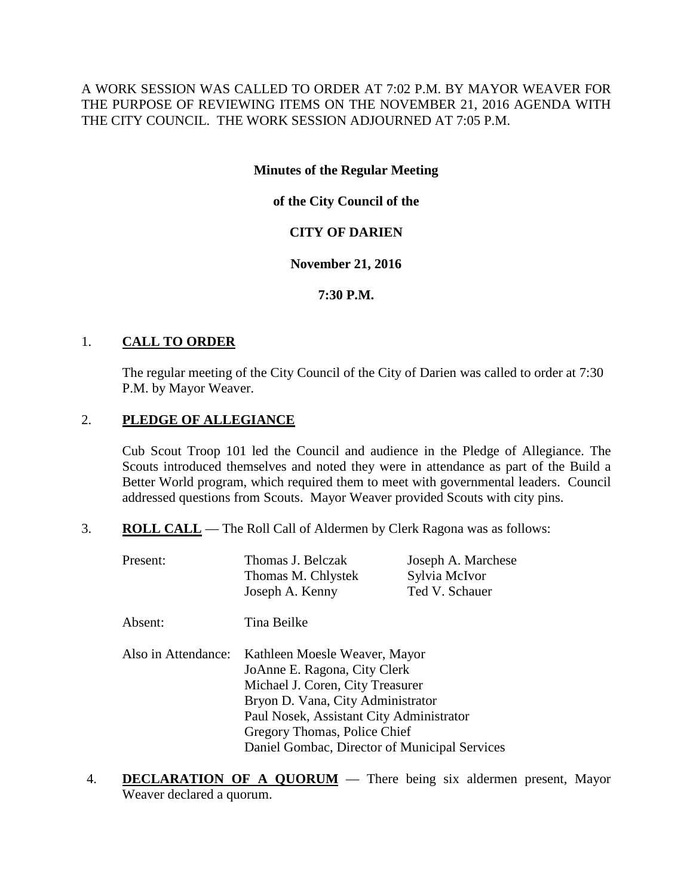A WORK SESSION WAS CALLED TO ORDER AT 7:02 P.M. BY MAYOR WEAVER FOR THE PURPOSE OF REVIEWING ITEMS ON THE NOVEMBER 21, 2016 AGENDA WITH THE CITY COUNCIL. THE WORK SESSION ADJOURNED AT 7:05 P.M.

**Minutes of the Regular Meeting**

**of the City Council of the**

**CITY OF DARIEN**

**November 21, 2016**

**7:30 P.M.**

1. **CALL TO ORDER**

   The regular meeting of the City Council of the City of Darien was called to order at 7:30 P.M. by Mayor Weaver.

2. **PLEDGE OF ALLEGIANCE**

   Cub Scout Troop 101 led the Council and audience in the Pledge of Allegiance. The Scouts introduced themselves and noted they were in attendance as part of the Build a Better World program, which required them to meet with governmental leaders. Council addressed questions from Scouts. Mayor Weaver provided Scouts with city pins.

3. **ROLL CALL** — The Roll Call of Aldermen by Clerk Ragona was as follows:

   | | | |
   |---|---|---|
   | Present: | Thomas J. Belczak | Joseph A. Marchese |
   | | Thomas M. Chlystek | Sylvia McIvor |
   | | Joseph A. Kenny | Ted V. Schauer |
   | Absent: | Tina Beilke | |
   | Also in Attendance: | Kathleen Moesle Weaver, Mayor | |
   | | JoAnne E. Ragona, City Clerk | |
   | | Michael J. Coren, City Treasurer | |
   | | Bryon D. Vana, City Administrator | |
   | | Paul Nosek, Assistant City Administrator | |
   | | Gregory Thomas, Police Chief | |
   | | Daniel Gombac, Director of Municipal Services | |

4. **DECLARATION OF A QUORUM** — There being six aldermen present, Mayor Weaver declared a quorum.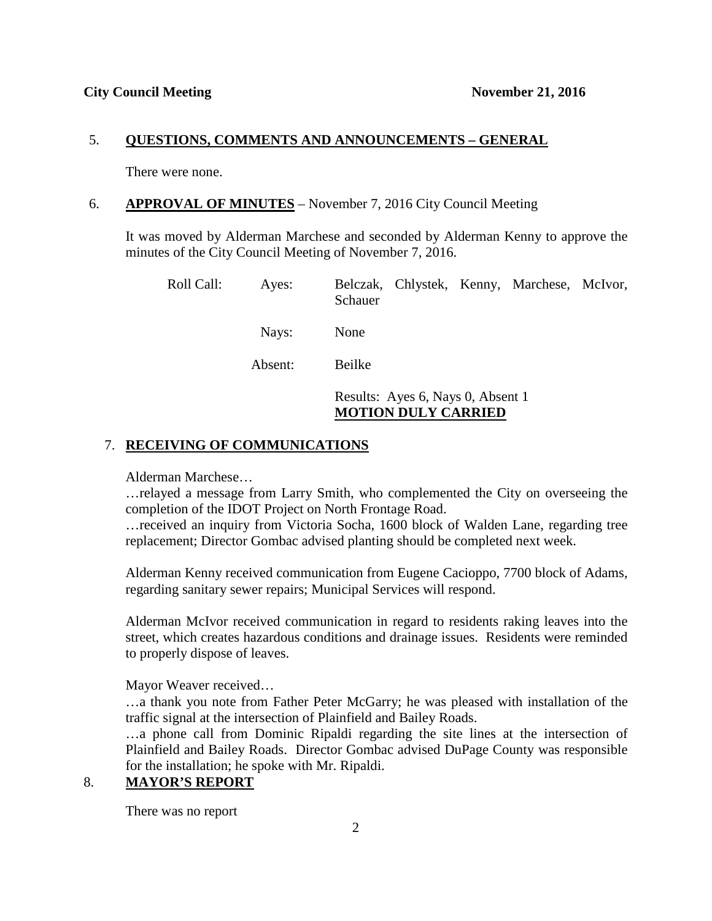City Council Meeting November 21, 2016

5. **QUESTIONS, COMMENTS AND ANNOUNCEMENTS – GENERAL**

There were none.

6. **APPROVAL OF MINUTES** – November 7, 2016 City Council Meeting

It was moved by Alderman Marchese and seconded by Alderman Kenny to approve the minutes of the City Council Meeting of November 7, 2016.

Roll Call:
- Ayes: Belczak, Chlystek, Kenny, Marchese, McIvor, Schauer
- Nays: None
- Absent: Beilke

Results: Ayes 6, Nays 0, Absent 1
**MOTION DULY CARRIED**

7. **RECEIVING OF COMMUNICATIONS**

Alderman Marchese…

…relayed a message from Larry Smith, who complemented the City on overseeing the completion of the IDOT Project on North Frontage Road.

…received an inquiry from Victoria Socha, 1600 block of Walden Lane, regarding tree replacement; Director Gombac advised planting should be completed next week.

Alderman Kenny received communication from Eugene Cacioppo, 7700 block of Adams, regarding sanitary sewer repairs; Municipal Services will respond.

Alderman McIvor received communication in regard to residents raking leaves into the street, which creates hazardous conditions and drainage issues. Residents were reminded to properly dispose of leaves.

Mayor Weaver received…

…a thank you note from Father Peter McGarry; he was pleased with installation of the traffic signal at the intersection of Plainfield and Bailey Roads.

…a phone call from Dominic Ripaldi regarding the site lines at the intersection of Plainfield and Bailey Roads. Director Gombac advised DuPage County was responsible for the installation; he spoke with Mr. Ripaldi.

8. **MAYOR'S REPORT**

There was no report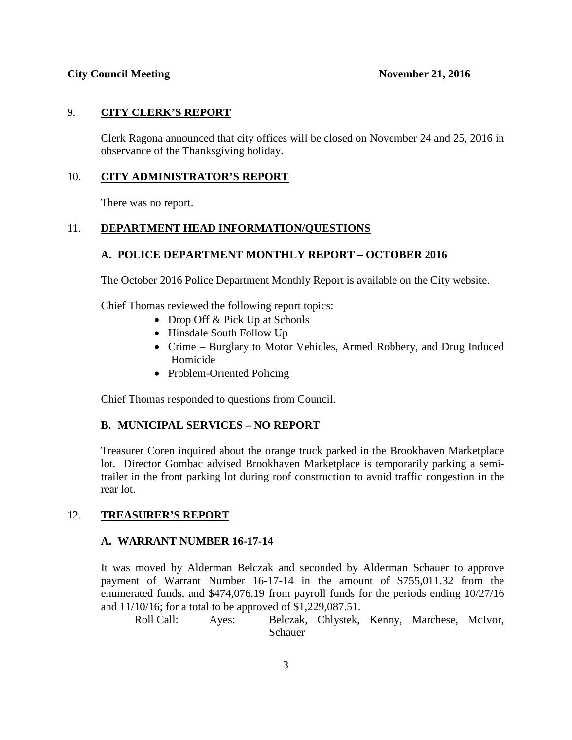## 9. CITY CLERK'S REPORT

Clerk Ragona announced that city offices will be closed on November 24 and 25, 2016 in observance of the Thanksgiving holiday.

## 10. CITY ADMINISTRATOR'S REPORT

There was no report.

## 11. DEPARTMENT HEAD INFORMATION/QUESTIONS

### A. POLICE DEPARTMENT MONTHLY REPORT – OCTOBER 2016

The October 2016 Police Department Monthly Report is available on the City website.

Chief Thomas reviewed the following report topics:

- Drop Off & Pick Up at Schools
- Hinsdale South Follow Up
- Crime – Burglary to Motor Vehicles, Armed Robbery, and Drug Induced Homicide
- Problem-Oriented Policing

Chief Thomas responded to questions from Council.

### B. MUNICIPAL SERVICES – NO REPORT

Treasurer Coren inquired about the orange truck parked in the Brookhaven Marketplace lot. Director Gombac advised Brookhaven Marketplace is temporarily parking a semi-trailer in the front parking lot during roof construction to avoid traffic congestion in the rear lot.

## 12. TREASURER'S REPORT

### A. WARRANT NUMBER 16-17-14

It was moved by Alderman Belczak and seconded by Alderman Schauer to approve payment of Warrant Number 16-17-14 in the amount of $755,011.32 from the enumerated funds, and $474,076.19 from payroll funds for the periods ending 10/27/16 and 11/10/16; for a total to be approved of $1,229,087.51.

Roll Call: Ayes: Belczak, Chlystek, Kenny, Marchese, McIvor, Schauer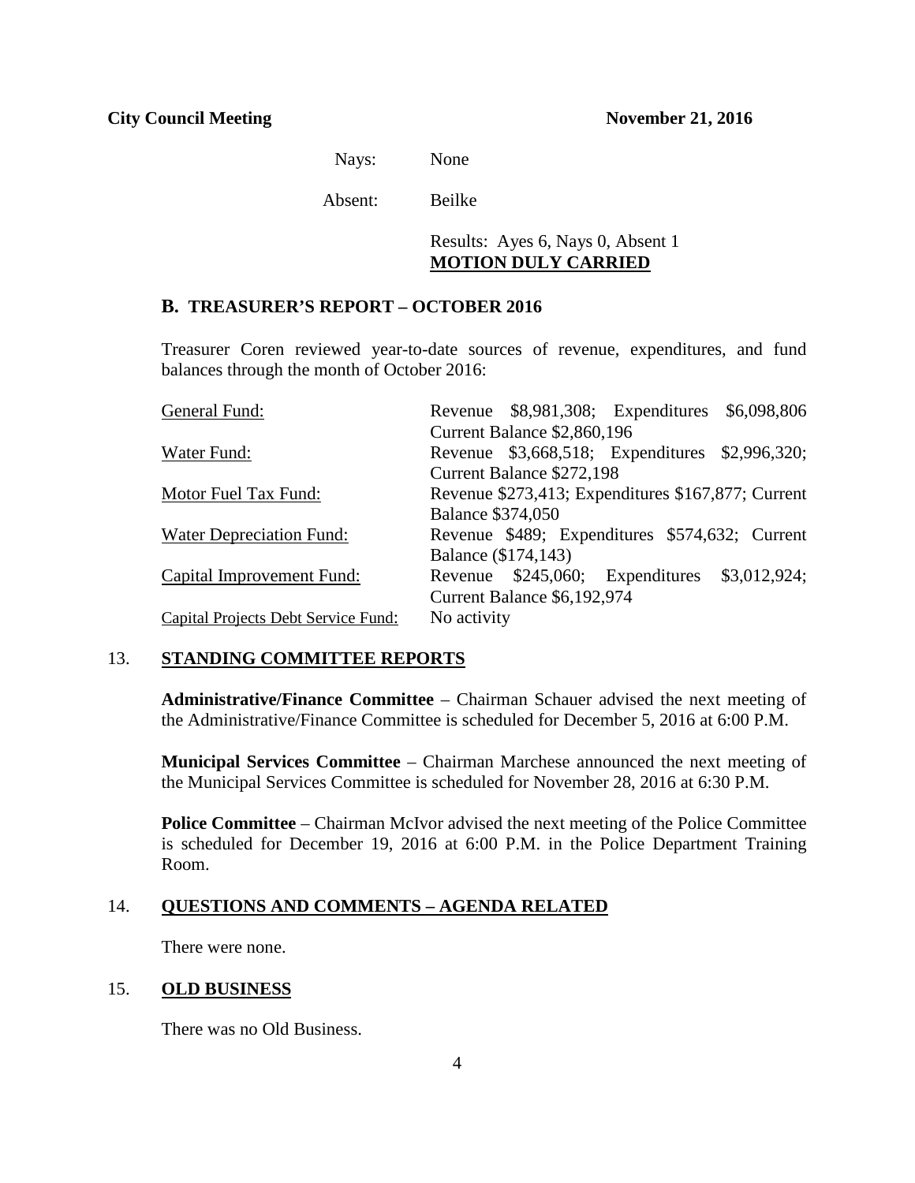Nays: None

Absent: Beilke

Results: Ayes 6, Nays 0, Absent 1
**MOTION DULY CARRIED**

## B. TREASURER'S REPORT – OCTOBER 2016

Treasurer Coren reviewed year-to-date sources of revenue, expenditures, and fund balances through the month of October 2016:

| Fund | Details |
|---|---|
| General Fund: | Revenue $8,981,308; Expenditures $6,098,806 Current Balance $2,860,196 |
| Water Fund: | Revenue $3,668,518; Expenditures $2,996,320; Current Balance $272,198 |
| Motor Fuel Tax Fund: | Revenue $273,413; Expenditures $167,877; Current Balance $374,050 |
| Water Depreciation Fund: | Revenue $489; Expenditures $574,632; Current Balance ($174,143) |
| Capital Improvement Fund: | Revenue $245,060; Expenditures $3,012,924; Current Balance $6,192,974 |
| Capital Projects Debt Service Fund: | No activity |

## 13. STANDING COMMITTEE REPORTS

**Administrative/Finance Committee** – Chairman Schauer advised the next meeting of the Administrative/Finance Committee is scheduled for December 5, 2016 at 6:00 P.M.

**Municipal Services Committee** – Chairman Marchese announced the next meeting of the Municipal Services Committee is scheduled for November 28, 2016 at 6:30 P.M.

**Police Committee** – Chairman McIvor advised the next meeting of the Police Committee is scheduled for December 19, 2016 at 6:00 P.M. in the Police Department Training Room.

## 14. QUESTIONS AND COMMENTS – AGENDA RELATED

There were none.

## 15. OLD BUSINESS

There was no Old Business.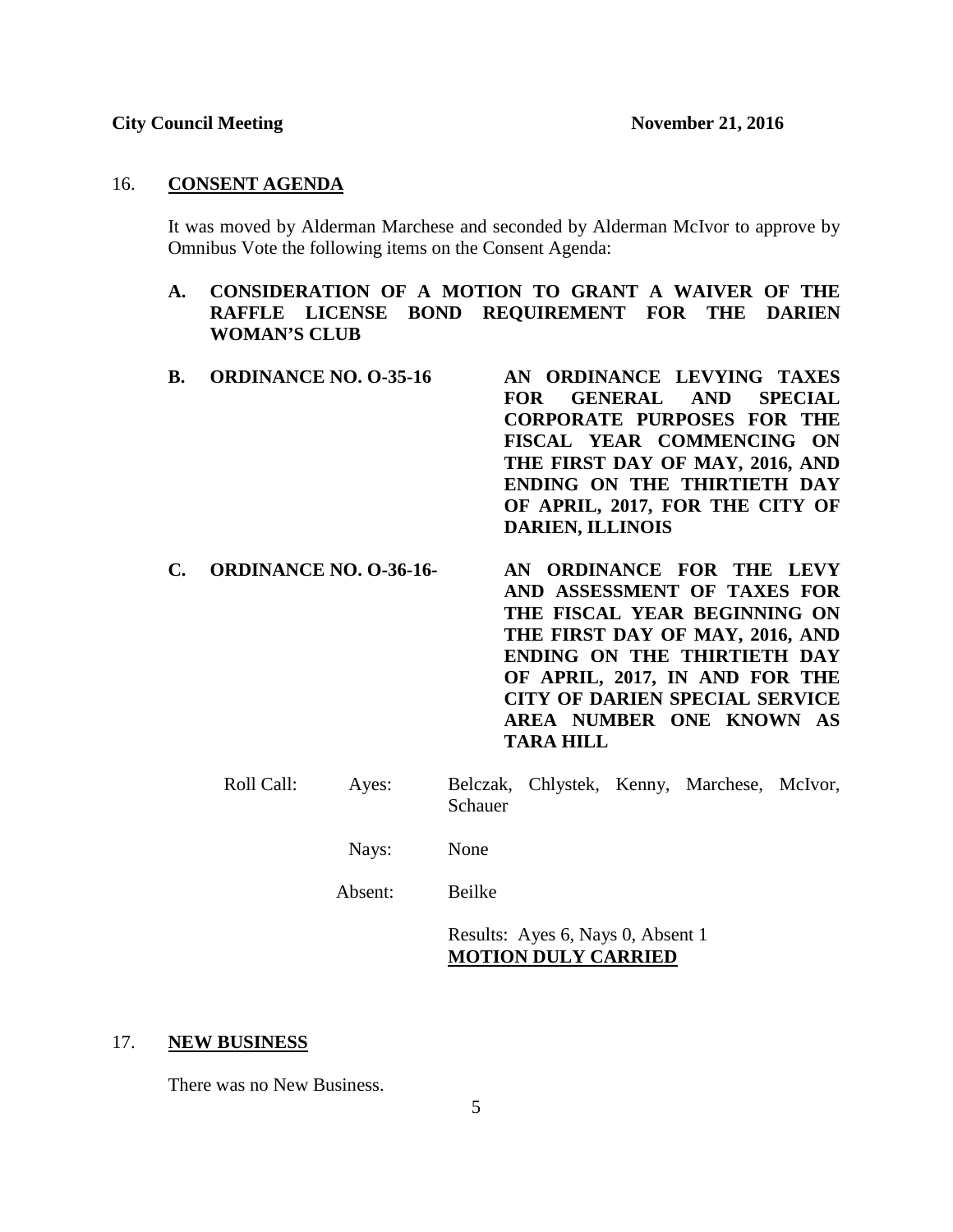16. **CONSENT AGENDA**

It was moved by Alderman Marchese and seconded by Alderman McIvor to approve by Omnibus Vote the following items on the Consent Agenda:

**A. CONSIDERATION OF A MOTION TO GRANT A WAIVER OF THE RAFFLE LICENSE BOND REQUIREMENT FOR THE DARIEN WOMAN'S CLUB**

**B. ORDINANCE NO. O-35-16 AN ORDINANCE LEVYING TAXES FOR GENERAL AND SPECIAL CORPORATE PURPOSES FOR THE FISCAL YEAR COMMENCING ON THE FIRST DAY OF MAY, 2016, AND ENDING ON THE THIRTIETH DAY OF APRIL, 2017, FOR THE CITY OF DARIEN, ILLINOIS**

**C. ORDINANCE NO. O-36-16- AN ORDINANCE FOR THE LEVY AND ASSESSMENT OF TAXES FOR THE FISCAL YEAR BEGINNING ON THE FIRST DAY OF MAY, 2016, AND ENDING ON THE THIRTIETH DAY OF APRIL, 2017, IN AND FOR THE CITY OF DARIEN SPECIAL SERVICE AREA NUMBER ONE KNOWN AS TARA HILL**

Roll Call: Ayes: Belczak, Chlystek, Kenny, Marchese, McIvor, Schauer

Nays: None

Absent: Beilke

Results: Ayes 6, Nays 0, Absent 1
**MOTION DULY CARRIED**

17. **NEW BUSINESS**

There was no New Business.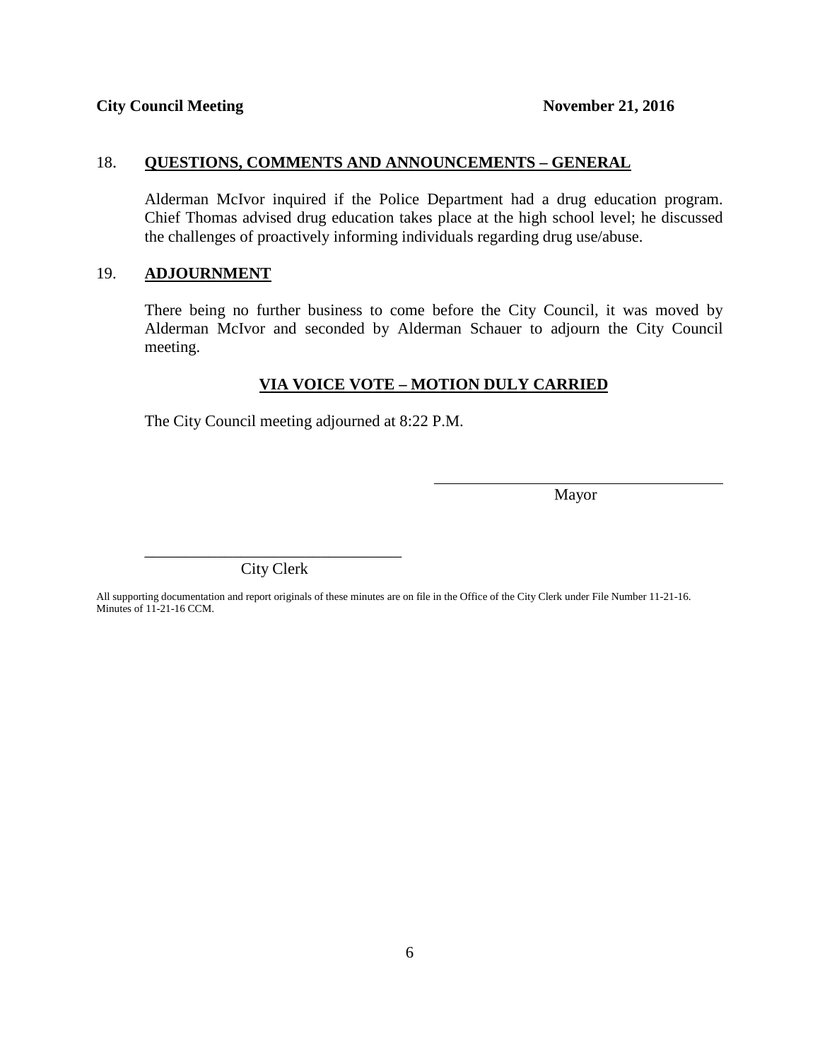## 18. QUESTIONS, COMMENTS AND ANNOUNCEMENTS – GENERAL

Alderman McIvor inquired if the Police Department had a drug education program. Chief Thomas advised drug education takes place at the high school level; he discussed the challenges of proactively informing individuals regarding drug use/abuse.

## 19. ADJOURNMENT

There being no further business to come before the City Council, it was moved by Alderman McIvor and seconded by Alderman Schauer to adjourn the City Council meeting.

**VIA VOICE VOTE – MOTION DULY CARRIED**

The City Council meeting adjourned at 8:22 P.M.

\_\_\_\_\_\_\_\_\_\_\_\_\_\_\_\_\_\_\_\_\_\_\_\_\_\_\_\_\_\_\_\_\_\_\_\_
Mayor

\_\_\_\_\_\_\_\_\_\_\_\_\_\_\_\_\_\_\_\_\_\_\_\_\_\_\_\_\_\_\_\_\_\_\_\_
City Clerk

All supporting documentation and report originals of these minutes are on file in the Office of the City Clerk under File Number 11-21-16.
Minutes of 11-21-16 CCM.